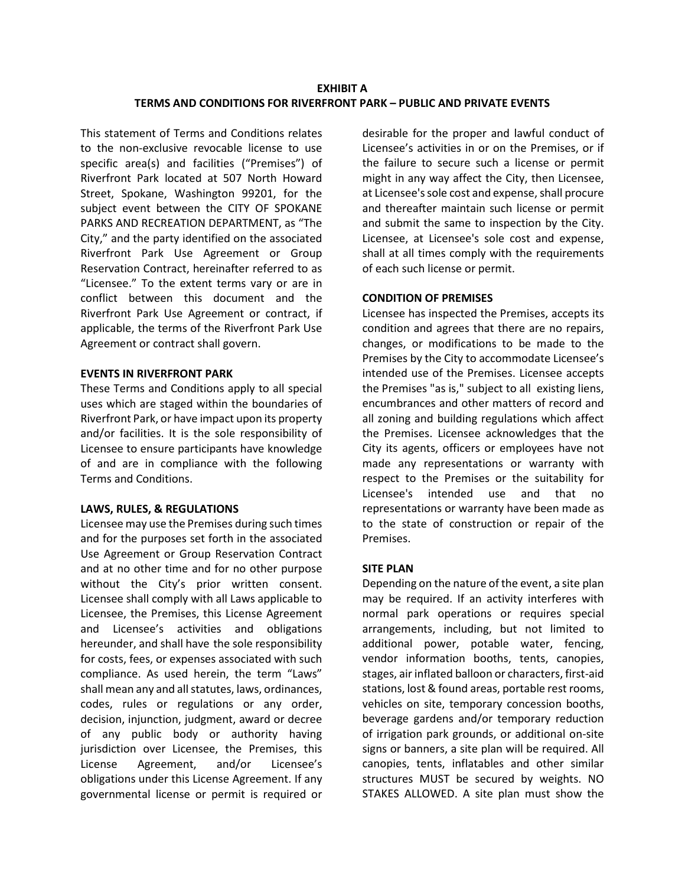# EXHIBIT A
## TERMS AND CONDITIONS FOR RIVERFRONT PARK – PUBLIC AND PRIVATE EVENTS

This statement of Terms and Conditions relates to the non-exclusive revocable license to use specific area(s) and facilities ("Premises") of Riverfront Park located at 507 North Howard Street, Spokane, Washington 99201, for the subject event between the CITY OF SPOKANE PARKS AND RECREATION DEPARTMENT, as "The City," and the party identified on the associated Riverfront Park Use Agreement or Group Reservation Contract, hereinafter referred to as "Licensee." To the extent terms vary or are in conflict between this document and the Riverfront Park Use Agreement or contract, if applicable, the terms of the Riverfront Park Use Agreement or contract shall govern.

**EVENTS IN RIVERFRONT PARK**

These Terms and Conditions apply to all special uses which are staged within the boundaries of Riverfront Park, or have impact upon its property and/or facilities. It is the sole responsibility of Licensee to ensure participants have knowledge of and are in compliance with the following Terms and Conditions.

**LAWS, RULES, & REGULATIONS**

Licensee may use the Premises during such times and for the purposes set forth in the associated Use Agreement or Group Reservation Contract and at no other time and for no other purpose without the City's prior written consent. Licensee shall comply with all Laws applicable to Licensee, the Premises, this License Agreement and Licensee's activities and obligations hereunder, and shall have the sole responsibility for costs, fees, or expenses associated with such compliance. As used herein, the term "Laws" shall mean any and all statutes, laws, ordinances, codes, rules or regulations or any order, decision, injunction, judgment, award or decree of any public body or authority having jurisdiction over Licensee, the Premises, this License Agreement, and/or Licensee's obligations under this License Agreement. If any governmental license or permit is required or desirable for the proper and lawful conduct of Licensee's activities in or on the Premises, or if the failure to secure such a license or permit might in any way affect the City, then Licensee, at Licensee's sole cost and expense, shall procure and thereafter maintain such license or permit and submit the same to inspection by the City. Licensee, at Licensee's sole cost and expense, shall at all times comply with the requirements of each such license or permit.

**CONDITION OF PREMISES**

Licensee has inspected the Premises, accepts its condition and agrees that there are no repairs, changes, or modifications to be made to the Premises by the City to accommodate Licensee's intended use of the Premises. Licensee accepts the Premises "as is," subject to all existing liens, encumbrances and other matters of record and all zoning and building regulations which affect the Premises. Licensee acknowledges that the City its agents, officers or employees have not made any representations or warranty with respect to the Premises or the suitability for Licensee's intended use and that no representations or warranty have been made as to the state of construction or repair of the Premises.

**SITE PLAN**

Depending on the nature of the event, a site plan may be required. If an activity interferes with normal park operations or requires special arrangements, including, but not limited to additional power, potable water, fencing, vendor information booths, tents, canopies, stages, air inflated balloon or characters, first-aid stations, lost & found areas, portable rest rooms, vehicles on site, temporary concession booths, beverage gardens and/or temporary reduction of irrigation park grounds, or additional on-site signs or banners, a site plan will be required. All canopies, tents, inflatables and other similar structures MUST be secured by weights. NO STAKES ALLOWED. A site plan must show the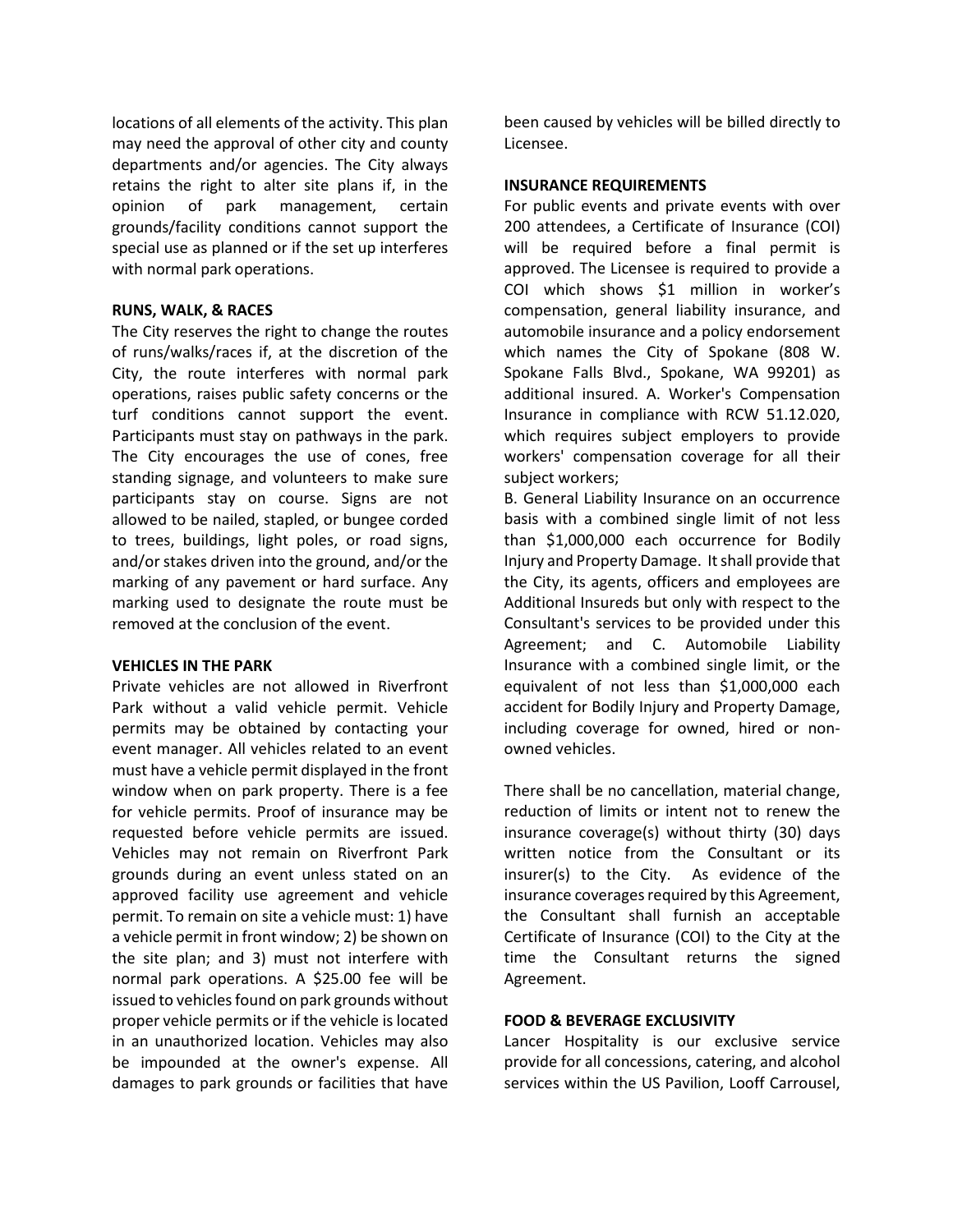locations of all elements of the activity. This plan may need the approval of other city and county departments and/or agencies. The City always retains the right to alter site plans if, in the opinion of park management, certain grounds/facility conditions cannot support the special use as planned or if the set up interferes with normal park operations.

**RUNS, WALK, & RACES**

The City reserves the right to change the routes of runs/walks/races if, at the discretion of the City, the route interferes with normal park operations, raises public safety concerns or the turf conditions cannot support the event. Participants must stay on pathways in the park. The City encourages the use of cones, free standing signage, and volunteers to make sure participants stay on course. Signs are not allowed to be nailed, stapled, or bungee corded to trees, buildings, light poles, or road signs, and/or stakes driven into the ground, and/or the marking of any pavement or hard surface. Any marking used to designate the route must be removed at the conclusion of the event.

**VEHICLES IN THE PARK**

Private vehicles are not allowed in Riverfront Park without a valid vehicle permit. Vehicle permits may be obtained by contacting your event manager. All vehicles related to an event must have a vehicle permit displayed in the front window when on park property. There is a fee for vehicle permits. Proof of insurance may be requested before vehicle permits are issued. Vehicles may not remain on Riverfront Park grounds during an event unless stated on an approved facility use agreement and vehicle permit. To remain on site a vehicle must: 1) have a vehicle permit in front window; 2) be shown on the site plan; and 3) must not interfere with normal park operations. A $25.00 fee will be issued to vehicles found on park grounds without proper vehicle permits or if the vehicle is located in an unauthorized location. Vehicles may also be impounded at the owner's expense. All damages to park grounds or facilities that have been caused by vehicles will be billed directly to Licensee.

**INSURANCE REQUIREMENTS**

For public events and private events with over 200 attendees, a Certificate of Insurance (COI) will be required before a final permit is approved. The Licensee is required to provide a COI which shows $1 million in worker's compensation, general liability insurance, and automobile insurance and a policy endorsement which names the City of Spokane (808 W. Spokane Falls Blvd., Spokane, WA 99201) as additional insured. A. Worker's Compensation Insurance in compliance with RCW 51.12.020, which requires subject employers to provide workers' compensation coverage for all their subject workers;

B. General Liability Insurance on an occurrence basis with a combined single limit of not less than $1,000,000 each occurrence for Bodily Injury and Property Damage. It shall provide that the City, its agents, officers and employees are Additional Insureds but only with respect to the Consultant's services to be provided under this Agreement; and C. Automobile Liability Insurance with a combined single limit, or the equivalent of not less than $1,000,000 each accident for Bodily Injury and Property Damage, including coverage for owned, hired or non-owned vehicles.

There shall be no cancellation, material change, reduction of limits or intent not to renew the insurance coverage(s) without thirty (30) days written notice from the Consultant or its insurer(s) to the City. As evidence of the insurance coverages required by this Agreement, the Consultant shall furnish an acceptable Certificate of Insurance (COI) to the City at the time the Consultant returns the signed Agreement.

**FOOD & BEVERAGE EXCLUSIVITY**

Lancer Hospitality is our exclusive service provide for all concessions, catering, and alcohol services within the US Pavilion, Looff Carrousel,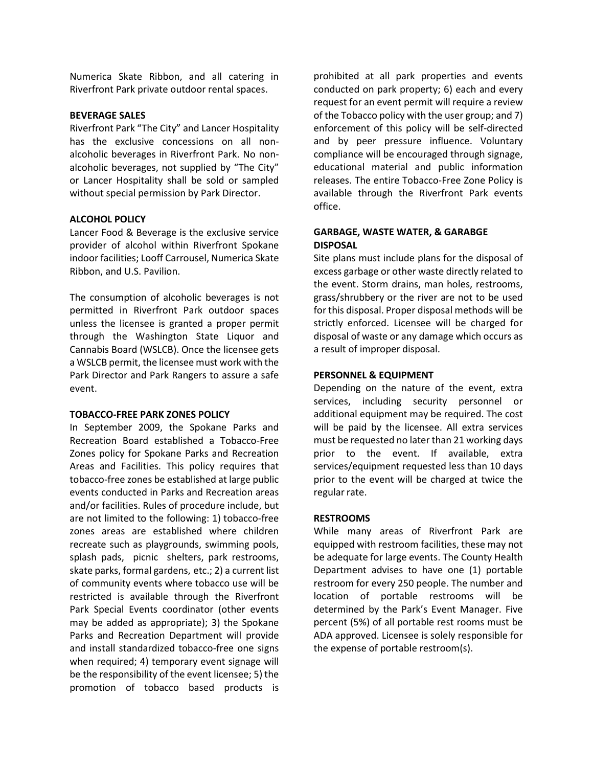Numerica Skate Ribbon, and all catering in Riverfront Park private outdoor rental spaces.

**BEVERAGE SALES**

Riverfront Park "The City" and Lancer Hospitality has the exclusive concessions on all non-alcoholic beverages in Riverfront Park. No non-alcoholic beverages, not supplied by "The City" or Lancer Hospitality shall be sold or sampled without special permission by Park Director.

**ALCOHOL POLICY**

Lancer Food & Beverage is the exclusive service provider of alcohol within Riverfront Spokane indoor facilities; Looff Carrousel, Numerica Skate Ribbon, and U.S. Pavilion.

The consumption of alcoholic beverages is not permitted in Riverfront Park outdoor spaces unless the licensee is granted a proper permit through the Washington State Liquor and Cannabis Board (WSLCB). Once the licensee gets a WSLCB permit, the licensee must work with the Park Director and Park Rangers to assure a safe event.

**TOBACCO-FREE PARK ZONES POLICY**

In September 2009, the Spokane Parks and Recreation Board established a Tobacco-Free Zones policy for Spokane Parks and Recreation Areas and Facilities. This policy requires that tobacco-free zones be established at large public events conducted in Parks and Recreation areas and/or facilities. Rules of procedure include, but are not limited to the following: 1) tobacco-free zones areas are established where children recreate such as playgrounds, swimming pools, splash pads, picnic shelters, park restrooms, skate parks, formal gardens, etc.; 2) a current list of community events where tobacco use will be restricted is available through the Riverfront Park Special Events coordinator (other events may be added as appropriate); 3) the Spokane Parks and Recreation Department will provide and install standardized tobacco-free one signs when required; 4) temporary event signage will be the responsibility of the event licensee; 5) the promotion of tobacco based products is prohibited at all park properties and events conducted on park property; 6) each and every request for an event permit will require a review of the Tobacco policy with the user group; and 7) enforcement of this policy will be self-directed and by peer pressure influence. Voluntary compliance will be encouraged through signage, educational material and public information releases. The entire Tobacco-Free Zone Policy is available through the Riverfront Park events office.

**GARBAGE, WASTE WATER, & GARABGE DISPOSAL**

Site plans must include plans for the disposal of excess garbage or other waste directly related to the event. Storm drains, man holes, restrooms, grass/shrubbery or the river are not to be used for this disposal. Proper disposal methods will be strictly enforced. Licensee will be charged for disposal of waste or any damage which occurs as a result of improper disposal.

**PERSONNEL & EQUIPMENT**

Depending on the nature of the event, extra services, including security personnel or additional equipment may be required. The cost will be paid by the licensee. All extra services must be requested no later than 21 working days prior to the event. If available, extra services/equipment requested less than 10 days prior to the event will be charged at twice the regular rate.

**RESTROOMS**

While many areas of Riverfront Park are equipped with restroom facilities, these may not be adequate for large events. The County Health Department advises to have one (1) portable restroom for every 250 people. The number and location of portable restrooms will be determined by the Park's Event Manager. Five percent (5%) of all portable rest rooms must be ADA approved. Licensee is solely responsible for the expense of portable restroom(s).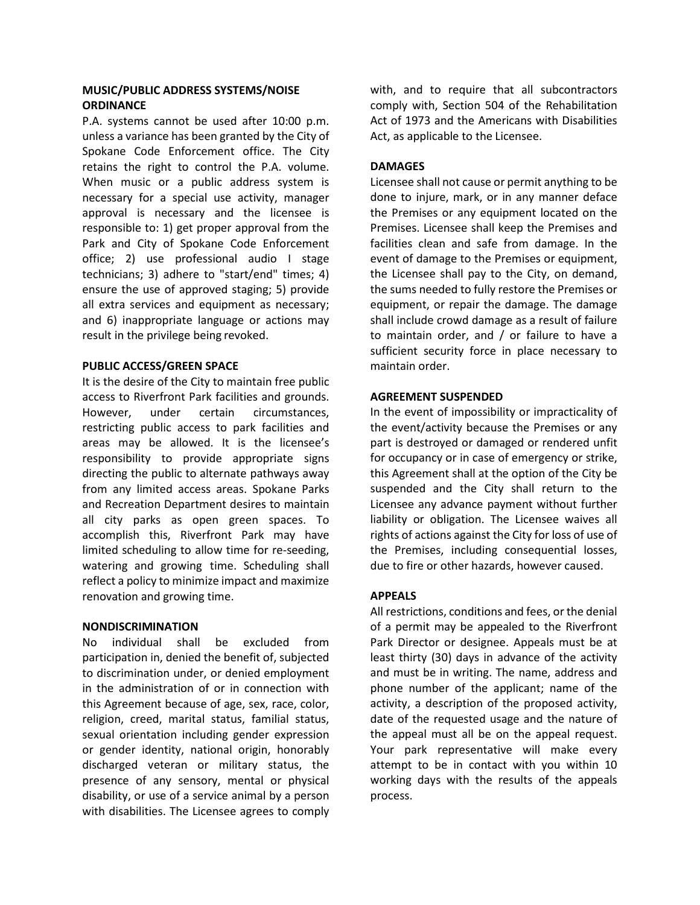**MUSIC/PUBLIC ADDRESS SYSTEMS/NOISE ORDINANCE**

P.A. systems cannot be used after 10:00 p.m. unless a variance has been granted by the City of Spokane Code Enforcement office. The City retains the right to control the P.A. volume. When music or a public address system is necessary for a special use activity, manager approval is necessary and the licensee is responsible to: 1) get proper approval from the Park and City of Spokane Code Enforcement office; 2) use professional audio I stage technicians; 3) adhere to "start/end" times; 4) ensure the use of approved staging; 5) provide all extra services and equipment as necessary; and 6) inappropriate language or actions may result in the privilege being revoked.

**PUBLIC ACCESS/GREEN SPACE**

It is the desire of the City to maintain free public access to Riverfront Park facilities and grounds. However, under certain circumstances, restricting public access to park facilities and areas may be allowed. It is the licensee's responsibility to provide appropriate signs directing the public to alternate pathways away from any limited access areas. Spokane Parks and Recreation Department desires to maintain all city parks as open green spaces. To accomplish this, Riverfront Park may have limited scheduling to allow time for re-seeding, watering and growing time. Scheduling shall reflect a policy to minimize impact and maximize renovation and growing time.

**NONDISCRIMINATION**

No individual shall be excluded from participation in, denied the benefit of, subjected to discrimination under, or denied employment in the administration of or in connection with this Agreement because of age, sex, race, color, religion, creed, marital status, familial status, sexual orientation including gender expression or gender identity, national origin, honorably discharged veteran or military status, the presence of any sensory, mental or physical disability, or use of a service animal by a person with disabilities. The Licensee agrees to comply with, and to require that all subcontractors comply with, Section 504 of the Rehabilitation Act of 1973 and the Americans with Disabilities Act, as applicable to the Licensee.

**DAMAGES**

Licensee shall not cause or permit anything to be done to injure, mark, or in any manner deface the Premises or any equipment located on the Premises. Licensee shall keep the Premises and facilities clean and safe from damage. In the event of damage to the Premises or equipment, the Licensee shall pay to the City, on demand, the sums needed to fully restore the Premises or equipment, or repair the damage. The damage shall include crowd damage as a result of failure to maintain order, and / or failure to have a sufficient security force in place necessary to maintain order.

**AGREEMENT SUSPENDED**

In the event of impossibility or impracticality of the event/activity because the Premises or any part is destroyed or damaged or rendered unfit for occupancy or in case of emergency or strike, this Agreement shall at the option of the City be suspended and the City shall return to the Licensee any advance payment without further liability or obligation. The Licensee waives all rights of actions against the City for loss of use of the Premises, including consequential losses, due to fire or other hazards, however caused.

**APPEALS**

All restrictions, conditions and fees, or the denial of a permit may be appealed to the Riverfront Park Director or designee. Appeals must be at least thirty (30) days in advance of the activity and must be in writing. The name, address and phone number of the applicant; name of the activity, a description of the proposed activity, date of the requested usage and the nature of the appeal must all be on the appeal request. Your park representative will make every attempt to be in contact with you within 10 working days with the results of the appeals process.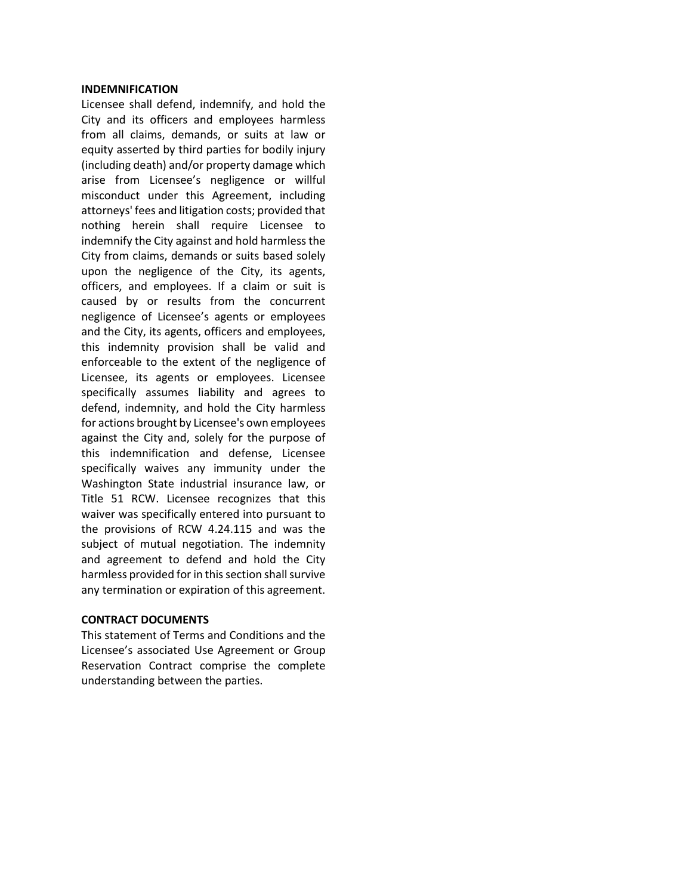**INDEMNIFICATION**

Licensee shall defend, indemnify, and hold the City and its officers and employees harmless from all claims, demands, or suits at law or equity asserted by third parties for bodily injury (including death) and/or property damage which arise from Licensee's negligence or willful misconduct under this Agreement, including attorneys' fees and litigation costs; provided that nothing herein shall require Licensee to indemnify the City against and hold harmless the City from claims, demands or suits based solely upon the negligence of the City, its agents, officers, and employees. If a claim or suit is caused by or results from the concurrent negligence of Licensee's agents or employees and the City, its agents, officers and employees, this indemnity provision shall be valid and enforceable to the extent of the negligence of Licensee, its agents or employees. Licensee specifically assumes liability and agrees to defend, indemnity, and hold the City harmless for actions brought by Licensee's own employees against the City and, solely for the purpose of this indemnification and defense, Licensee specifically waives any immunity under the Washington State industrial insurance law, or Title 51 RCW. Licensee recognizes that this waiver was specifically entered into pursuant to the provisions of RCW 4.24.115 and was the subject of mutual negotiation. The indemnity and agreement to defend and hold the City harmless provided for in this section shall survive any termination or expiration of this agreement.

**CONTRACT DOCUMENTS**

This statement of Terms and Conditions and the Licensee's associated Use Agreement or Group Reservation Contract comprise the complete understanding between the parties.